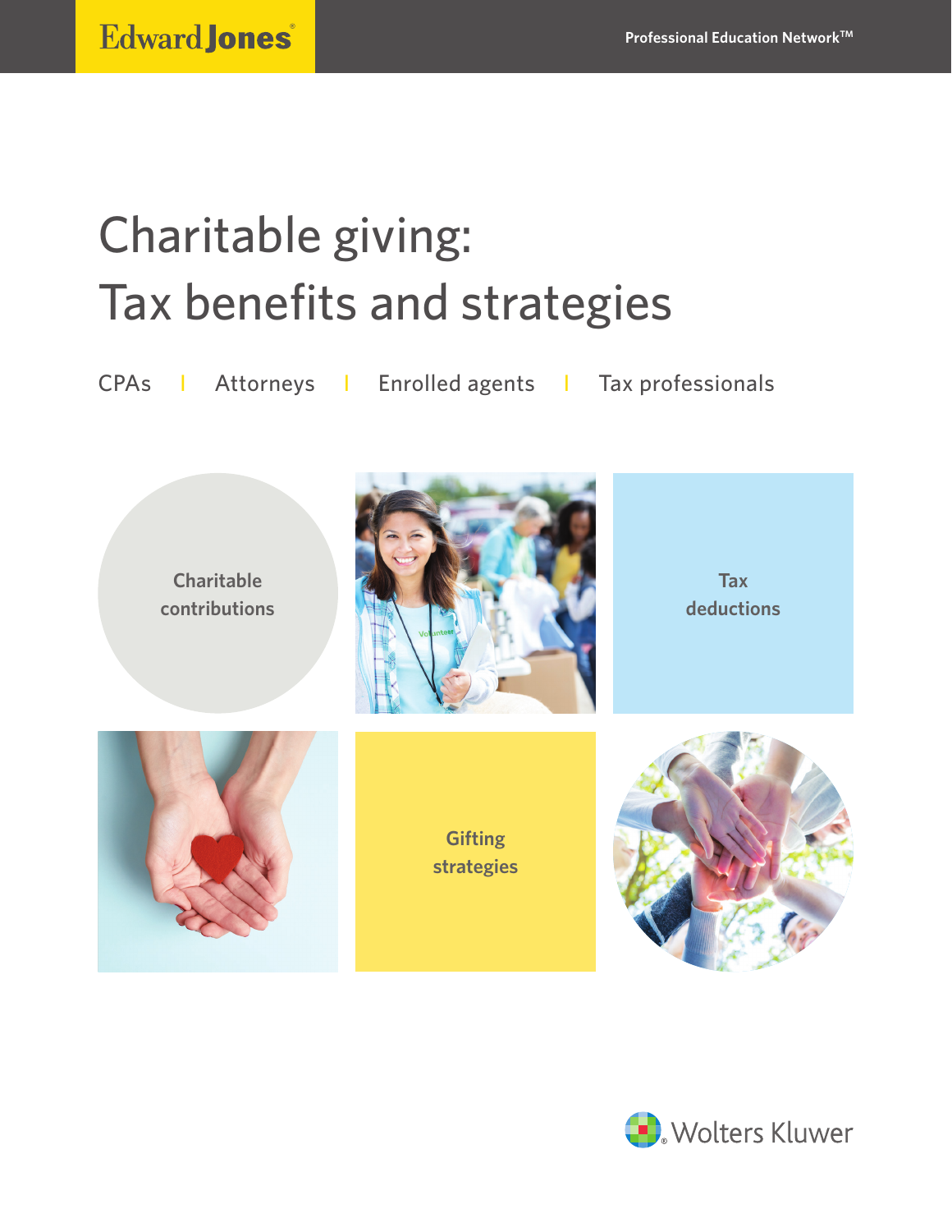Edward Jones

Professional Education Network™

# Charitable giving: Tax benefits and strategies

CPAs | Attorneys | Enrolled agents | Tax professionals

Charitable contributions

Tax deductions

Gifting strategies

Wolters Kluwer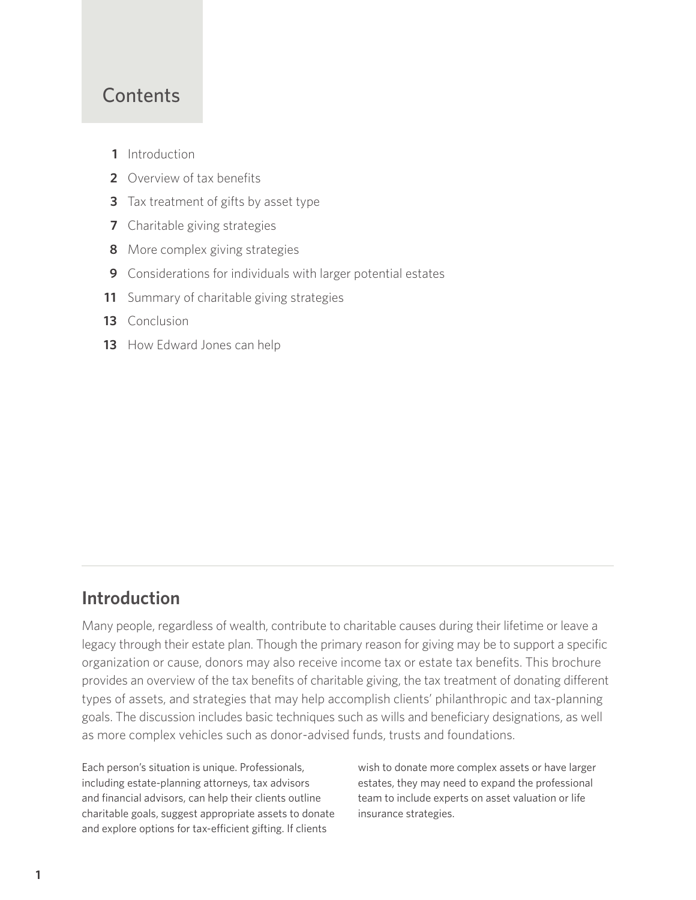## Contents

- **1** Introduction
- **2** Overview of tax benefits
- **3** Tax treatment of gifts by asset type
- **7** Charitable giving strategies
- **8** More complex giving strategies
- **9** Considerations for individuals with larger potential estates
- **11** Summary of charitable giving strategies
- **13** Conclusion
- **13** How Edward Jones can help

## Introduction

Many people, regardless of wealth, contribute to charitable causes during their lifetime or leave a legacy through their estate plan. Though the primary reason for giving may be to support a specific organization or cause, donors may also receive income tax or estate tax benefits. This brochure provides an overview of the tax benefits of charitable giving, the tax treatment of donating different types of assets, and strategies that may help accomplish clients' philanthropic and tax-planning goals. The discussion includes basic techniques such as wills and beneficiary designations, as well as more complex vehicles such as donor-advised funds, trusts and foundations.

Each person's situation is unique. Professionals, including estate-planning attorneys, tax advisors and financial advisors, can help their clients outline charitable goals, suggest appropriate assets to donate and explore options for tax-efficient gifting. If clients wish to donate more complex assets or have larger estates, they may need to expand the professional team to include experts on asset valuation or life insurance strategies.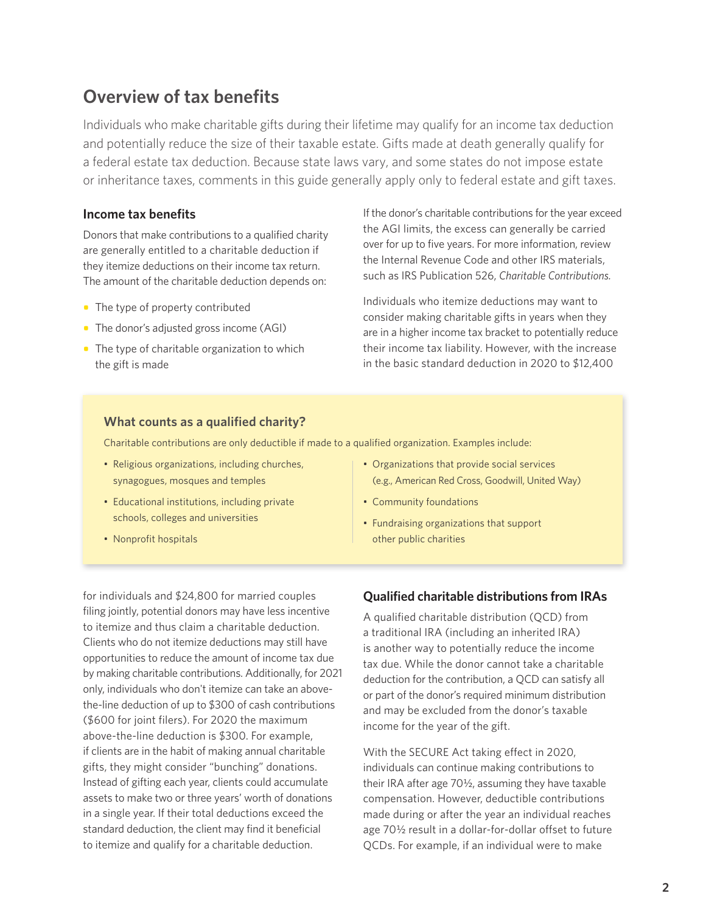## Overview of tax benefits

Individuals who make charitable gifts during their lifetime may qualify for an income tax deduction and potentially reduce the size of their taxable estate. Gifts made at death generally qualify for a federal estate tax deduction. Because state laws vary, and some states do not impose estate or inheritance taxes, comments in this guide generally apply only to federal estate and gift taxes.

### Income tax benefits

Donors that make contributions to a qualified charity are generally entitled to a charitable deduction if they itemize deductions on their income tax return. The amount of the charitable deduction depends on:

- The type of property contributed
- The donor's adjusted gross income (AGI)
- The type of charitable organization to which the gift is made

If the donor's charitable contributions for the year exceed the AGI limits, the excess can generally be carried over for up to five years. For more information, review the Internal Revenue Code and other IRS materials, such as IRS Publication 526, *Charitable Contributions.*

Individuals who itemize deductions may want to consider making charitable gifts in years when they are in a higher income tax bracket to potentially reduce their income tax liability. However, with the increase in the basic standard deduction in 2020 to $12,400 for individuals and $24,800 for married couples filing jointly, potential donors may have less incentive to itemize and thus claim a charitable deduction. Clients who do not itemize deductions may still have opportunities to reduce the amount of income tax due by making charitable contributions. Additionally, for 2021 only, individuals who don't itemize can take an above-the-line deduction of up to $300 of cash contributions ($600 for joint filers). For 2020 the maximum above-the-line deduction is $300. For example, if clients are in the habit of making annual charitable gifts, they might consider "bunching" donations. Instead of gifting each year, clients could accumulate assets to make two or three years' worth of donations in a single year. If their total deductions exceed the standard deduction, the client may find it beneficial to itemize and qualify for a charitable deduction.

#### What counts as a qualified charity?

Charitable contributions are only deductible if made to a qualified organization. Examples include:

- Religious organizations, including churches, synagogues, mosques and temples
- Educational institutions, including private schools, colleges and universities
- Nonprofit hospitals
- Organizations that provide social services (e.g., American Red Cross, Goodwill, United Way)
- Community foundations
- Fundraising organizations that support other public charities

### Qualified charitable distributions from IRAs

A qualified charitable distribution (QCD) from a traditional IRA (including an inherited IRA) is another way to potentially reduce the income tax due. While the donor cannot take a charitable deduction for the contribution, a QCD can satisfy all or part of the donor's required minimum distribution and may be excluded from the donor's taxable income for the year of the gift.

With the SECURE Act taking effect in 2020, individuals can continue making contributions to their IRA after age 70½, assuming they have taxable compensation. However, deductible contributions made during or after the year an individual reaches age 70½ result in a dollar-for-dollar offset to future QCDs. For example, if an individual were to make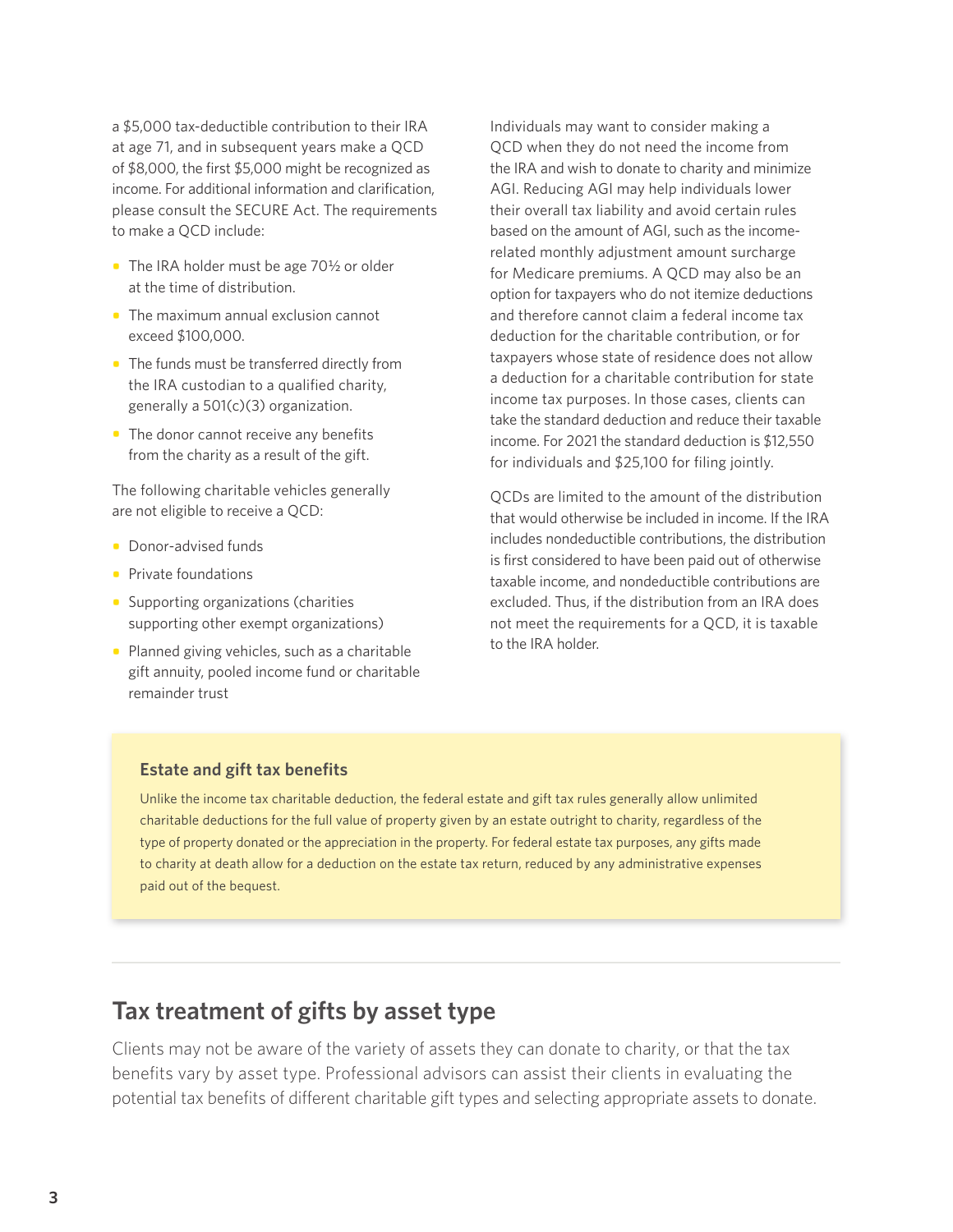a $5,000 tax-deductible contribution to their IRA at age 71, and in subsequent years make a QCD of $8,000, the first $5,000 might be recognized as income. For additional information and clarification, please consult the SECURE Act. The requirements to make a QCD include:

- The IRA holder must be age 70½ or older at the time of distribution.
- The maximum annual exclusion cannot exceed $100,000.
- The funds must be transferred directly from the IRA custodian to a qualified charity, generally a 501(c)(3) organization.
- The donor cannot receive any benefits from the charity as a result of the gift.

The following charitable vehicles generally are not eligible to receive a QCD:

- Donor-advised funds
- Private foundations
- Supporting organizations (charities supporting other exempt organizations)
- Planned giving vehicles, such as a charitable gift annuity, pooled income fund or charitable remainder trust

Individuals may want to consider making a QCD when they do not need the income from the IRA and wish to donate to charity and minimize AGI. Reducing AGI may help individuals lower their overall tax liability and avoid certain rules based on the amount of AGI, such as the income-related monthly adjustment amount surcharge for Medicare premiums. A QCD may also be an option for taxpayers who do not itemize deductions and therefore cannot claim a federal income tax deduction for the charitable contribution, or for taxpayers whose state of residence does not allow a deduction for a charitable contribution for state income tax purposes. In those cases, clients can take the standard deduction and reduce their taxable income. For 2021 the standard deduction is $12,550 for individuals and $25,100 for filing jointly.

QCDs are limited to the amount of the distribution that would otherwise be included in income. If the IRA includes nondeductible contributions, the distribution is first considered to have been paid out of otherwise taxable income, and nondeductible contributions are excluded. Thus, if the distribution from an IRA does not meet the requirements for a QCD, it is taxable to the IRA holder.

### Estate and gift tax benefits

Unlike the income tax charitable deduction, the federal estate and gift tax rules generally allow unlimited charitable deductions for the full value of property given by an estate outright to charity, regardless of the type of property donated or the appreciation in the property. For federal estate tax purposes, any gifts made to charity at death allow for a deduction on the estate tax return, reduced by any administrative expenses paid out of the bequest.

## Tax treatment of gifts by asset type

Clients may not be aware of the variety of assets they can donate to charity, or that the tax benefits vary by asset type. Professional advisors can assist their clients in evaluating the potential tax benefits of different charitable gift types and selecting appropriate assets to donate.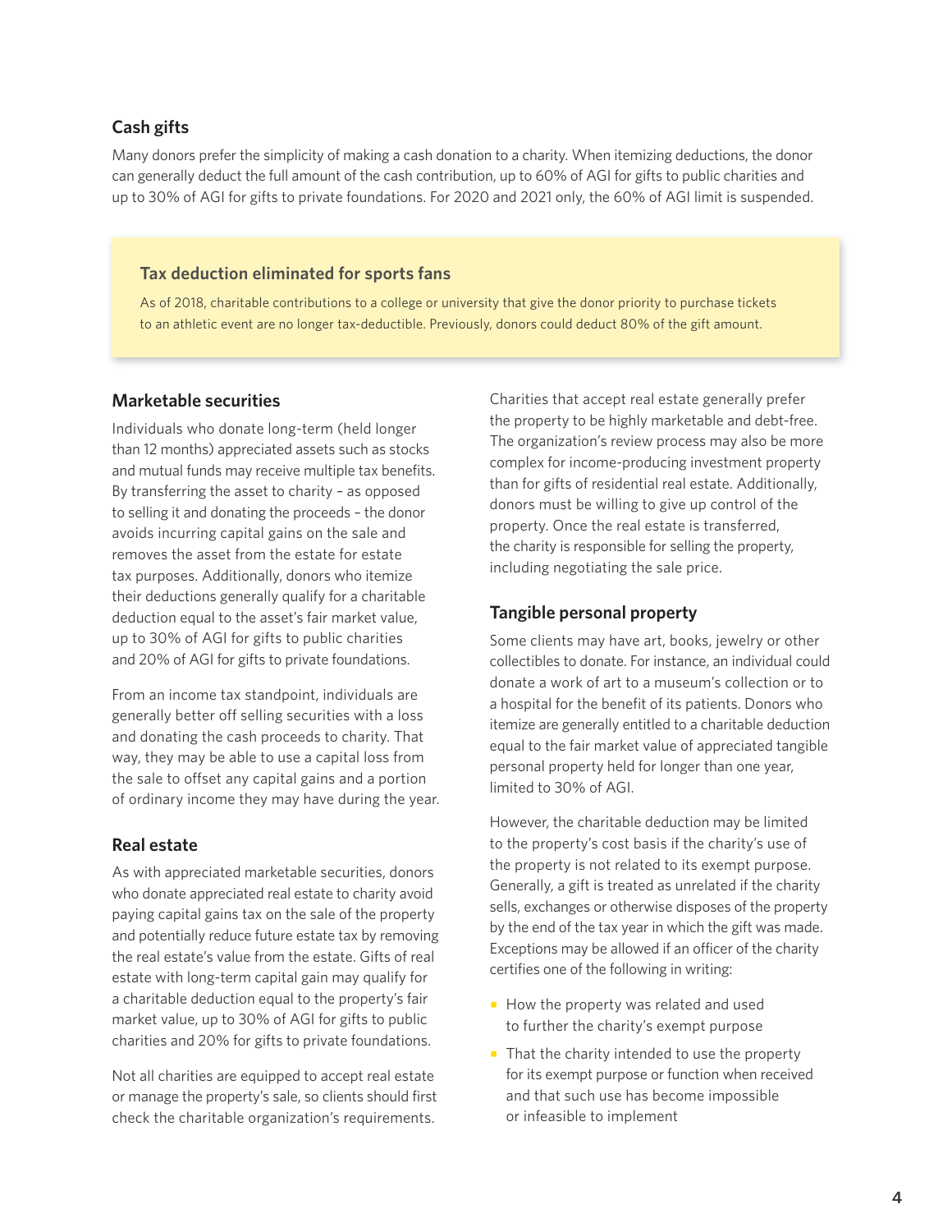## Cash gifts

Many donors prefer the simplicity of making a cash donation to a charity. When itemizing deductions, the donor can generally deduct the full amount of the cash contribution, up to 60% of AGI for gifts to public charities and up to 30% of AGI for gifts to private foundations. For 2020 and 2021 only, the 60% of AGI limit is suspended.

### Tax deduction eliminated for sports fans

As of 2018, charitable contributions to a college or university that give the donor priority to purchase tickets to an athletic event are no longer tax-deductible. Previously, donors could deduct 80% of the gift amount.

## Marketable securities

Individuals who donate long-term (held longer than 12 months) appreciated assets such as stocks and mutual funds may receive multiple tax benefits. By transferring the asset to charity – as opposed to selling it and donating the proceeds – the donor avoids incurring capital gains on the sale and removes the asset from the estate for estate tax purposes. Additionally, donors who itemize their deductions generally qualify for a charitable deduction equal to the asset's fair market value, up to 30% of AGI for gifts to public charities and 20% of AGI for gifts to private foundations.

From an income tax standpoint, individuals are generally better off selling securities with a loss and donating the cash proceeds to charity. That way, they may be able to use a capital loss from the sale to offset any capital gains and a portion of ordinary income they may have during the year.

## Real estate

As with appreciated marketable securities, donors who donate appreciated real estate to charity avoid paying capital gains tax on the sale of the property and potentially reduce future estate tax by removing the real estate's value from the estate. Gifts of real estate with long-term capital gain may qualify for a charitable deduction equal to the property's fair market value, up to 30% of AGI for gifts to public charities and 20% for gifts to private foundations.

Not all charities are equipped to accept real estate or manage the property's sale, so clients should first check the charitable organization's requirements. Charities that accept real estate generally prefer the property to be highly marketable and debt-free. The organization's review process may also be more complex for income-producing investment property than for gifts of residential real estate. Additionally, donors must be willing to give up control of the property. Once the real estate is transferred, the charity is responsible for selling the property, including negotiating the sale price.

## Tangible personal property

Some clients may have art, books, jewelry or other collectibles to donate. For instance, an individual could donate a work of art to a museum's collection or to a hospital for the benefit of its patients. Donors who itemize are generally entitled to a charitable deduction equal to the fair market value of appreciated tangible personal property held for longer than one year, limited to 30% of AGI.

However, the charitable deduction may be limited to the property's cost basis if the charity's use of the property is not related to its exempt purpose. Generally, a gift is treated as unrelated if the charity sells, exchanges or otherwise disposes of the property by the end of the tax year in which the gift was made. Exceptions may be allowed if an officer of the charity certifies one of the following in writing:

- How the property was related and used to further the charity's exempt purpose
- That the charity intended to use the property for its exempt purpose or function when received and that such use has become impossible or infeasible to implement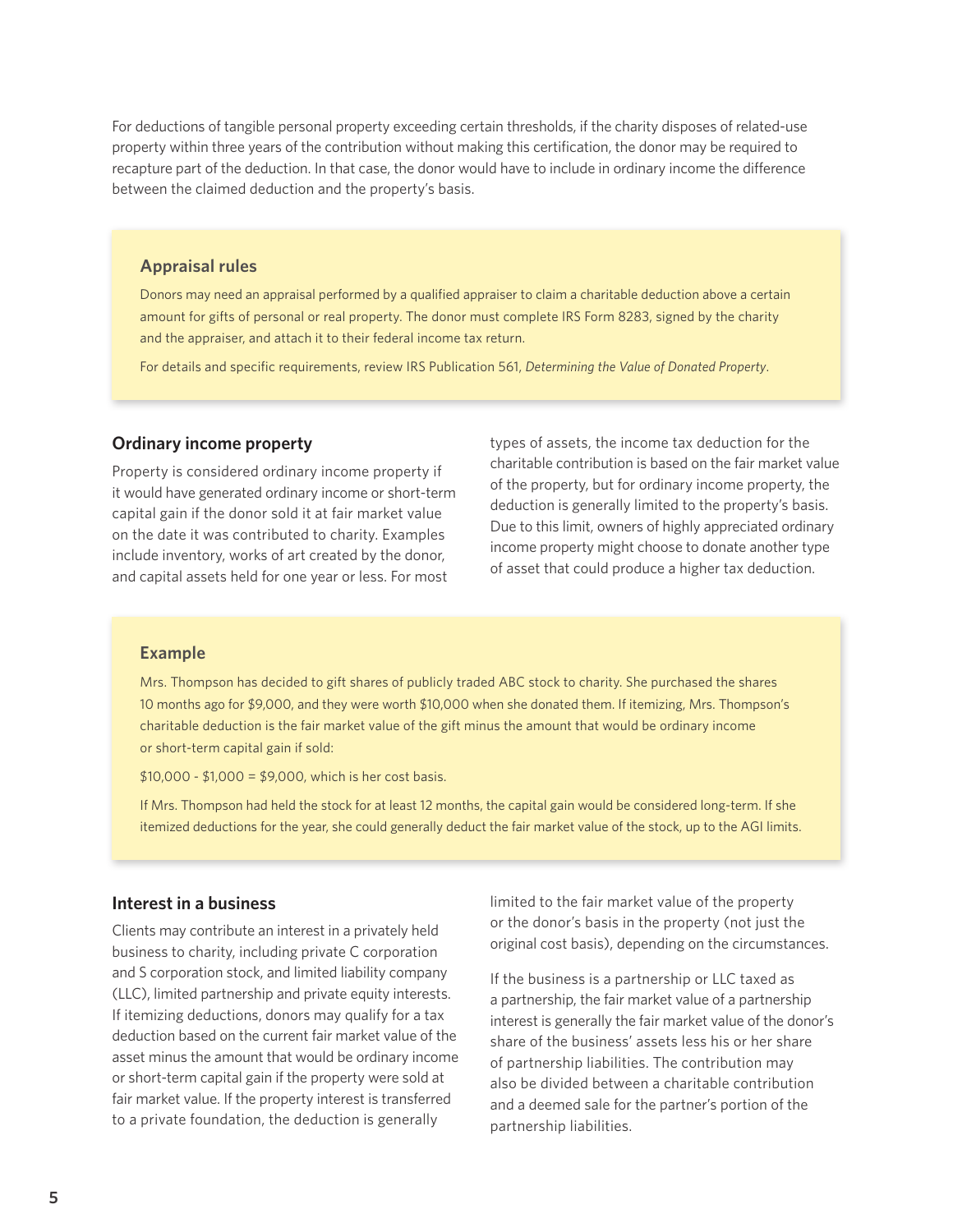For deductions of tangible personal property exceeding certain thresholds, if the charity disposes of related-use property within three years of the contribution without making this certification, the donor may be required to recapture part of the deduction. In that case, the donor would have to include in ordinary income the difference between the claimed deduction and the property's basis.

### Appraisal rules

Donors may need an appraisal performed by a qualified appraiser to claim a charitable deduction above a certain amount for gifts of personal or real property. The donor must complete IRS Form 8283, signed by the charity and the appraiser, and attach it to their federal income tax return.

For details and specific requirements, review IRS Publication 561, *Determining the Value of Donated Property*.

### Ordinary income property

Property is considered ordinary income property if it would have generated ordinary income or short-term capital gain if the donor sold it at fair market value on the date it was contributed to charity. Examples include inventory, works of art created by the donor, and capital assets held for one year or less. For most types of assets, the income tax deduction for the charitable contribution is based on the fair market value of the property, but for ordinary income property, the deduction is generally limited to the property's basis. Due to this limit, owners of highly appreciated ordinary income property might choose to donate another type of asset that could produce a higher tax deduction.

### Example

Mrs. Thompson has decided to gift shares of publicly traded ABC stock to charity. She purchased the shares 10 months ago for $9,000, and they were worth $10,000 when she donated them. If itemizing, Mrs. Thompson's charitable deduction is the fair market value of the gift minus the amount that would be ordinary income or short-term capital gain if sold:

$10,000 - $1,000 = $9,000, which is her cost basis.

If Mrs. Thompson had held the stock for at least 12 months, the capital gain would be considered long-term. If she itemized deductions for the year, she could generally deduct the fair market value of the stock, up to the AGI limits.

### Interest in a business

Clients may contribute an interest in a privately held business to charity, including private C corporation and S corporation stock, and limited liability company (LLC), limited partnership and private equity interests. If itemizing deductions, donors may qualify for a tax deduction based on the current fair market value of the asset minus the amount that would be ordinary income or short-term capital gain if the property were sold at fair market value. If the property interest is transferred to a private foundation, the deduction is generally limited to the fair market value of the property or the donor's basis in the property (not just the original cost basis), depending on the circumstances.

If the business is a partnership or LLC taxed as a partnership, the fair market value of a partnership interest is generally the fair market value of the donor's share of the business' assets less his or her share of partnership liabilities. The contribution may also be divided between a charitable contribution and a deemed sale for the partner's portion of the partnership liabilities.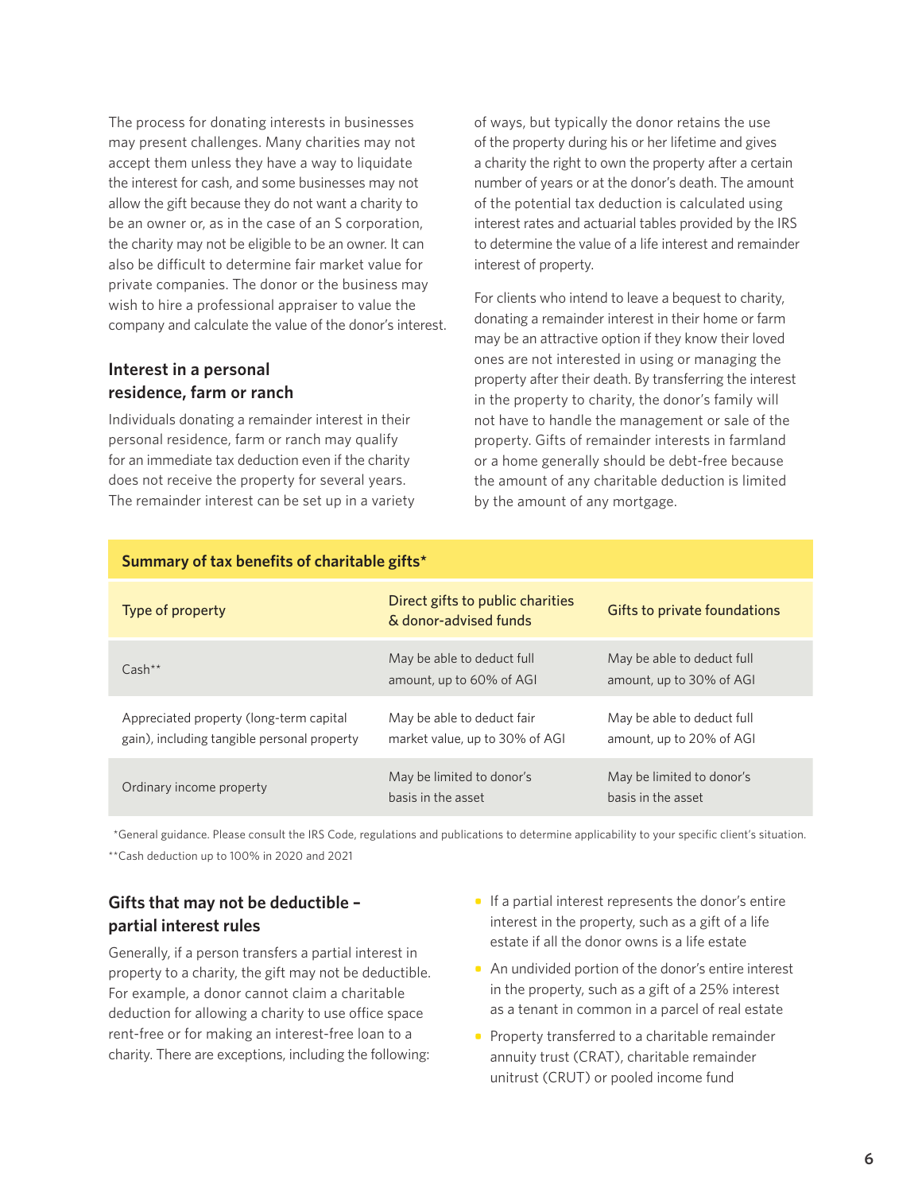The process for donating interests in businesses may present challenges. Many charities may not accept them unless they have a way to liquidate the interest for cash, and some businesses may not allow the gift because they do not want a charity to be an owner or, as in the case of an S corporation, the charity may not be eligible to be an owner. It can also be difficult to determine fair market value for private companies. The donor or the business may wish to hire a professional appraiser to value the company and calculate the value of the donor's interest.

## Interest in a personal residence, farm or ranch

Individuals donating a remainder interest in their personal residence, farm or ranch may qualify for an immediate tax deduction even if the charity does not receive the property for several years. The remainder interest can be set up in a variety of ways, but typically the donor retains the use of the property during his or her lifetime and gives a charity the right to own the property after a certain number of years or at the donor's death. The amount of the potential tax deduction is calculated using interest rates and actuarial tables provided by the IRS to determine the value of a life interest and remainder interest of property.

For clients who intend to leave a bequest to charity, donating a remainder interest in their home or farm may be an attractive option if they know their loved ones are not interested in using or managing the property after their death. By transferring the interest in the property to charity, the donor's family will not have to handle the management or sale of the property. Gifts of remainder interests in farmland or a home generally should be debt-free because the amount of any charitable deduction is limited by the amount of any mortgage.

**Summary of tax benefits of charitable gifts***

| Type of property | Direct gifts to public charities & donor-advised funds | Gifts to private foundations |
|---|---|---|
| Cash** | May be able to deduct full amount, up to 60% of AGI | May be able to deduct full amount, up to 30% of AGI |
| Appreciated property (long-term capital gain), including tangible personal property | May be able to deduct fair market value, up to 30% of AGI | May be able to deduct full amount, up to 20% of AGI |
| Ordinary income property | May be limited to donor's basis in the asset | May be limited to donor's basis in the asset |

*General guidance. Please consult the IRS Code, regulations and publications to determine applicability to your specific client's situation.

**Cash deduction up to 100% in 2020 and 2021

## Gifts that may not be deductible – partial interest rules

Generally, if a person transfers a partial interest in property to a charity, the gift may not be deductible. For example, a donor cannot claim a charitable deduction for allowing a charity to use office space rent-free or for making an interest-free loan to a charity. There are exceptions, including the following:

- If a partial interest represents the donor's entire interest in the property, such as a gift of a life estate if all the donor owns is a life estate
- An undivided portion of the donor's entire interest in the property, such as a gift of a 25% interest as a tenant in common in a parcel of real estate
- Property transferred to a charitable remainder annuity trust (CRAT), charitable remainder unitrust (CRUT) or pooled income fund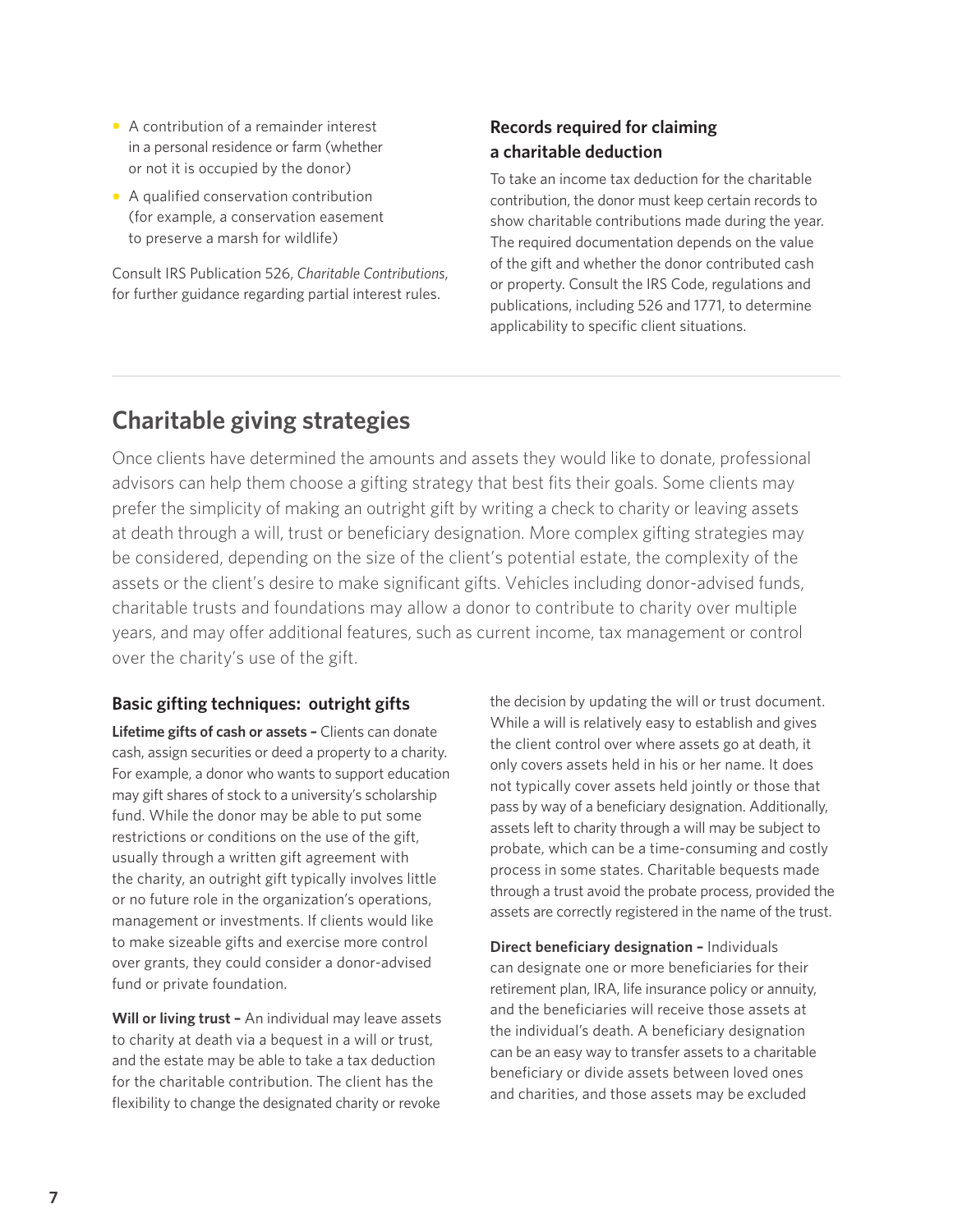- A contribution of a remainder interest in a personal residence or farm (whether or not it is occupied by the donor)
- A qualified conservation contribution (for example, a conservation easement to preserve a marsh for wildlife)

Consult IRS Publication 526, *Charitable Contributions*, for further guidance regarding partial interest rules.

### Records required for claiming a charitable deduction

To take an income tax deduction for the charitable contribution, the donor must keep certain records to show charitable contributions made during the year. The required documentation depends on the value of the gift and whether the donor contributed cash or property. Consult the IRS Code, regulations and publications, including 526 and 1771, to determine applicability to specific client situations.

## Charitable giving strategies

Once clients have determined the amounts and assets they would like to donate, professional advisors can help them choose a gifting strategy that best fits their goals. Some clients may prefer the simplicity of making an outright gift by writing a check to charity or leaving assets at death through a will, trust or beneficiary designation. More complex gifting strategies may be considered, depending on the size of the client's potential estate, the complexity of the assets or the client's desire to make significant gifts. Vehicles including donor-advised funds, charitable trusts and foundations may allow a donor to contribute to charity over multiple years, and may offer additional features, such as current income, tax management or control over the charity's use of the gift.

### Basic gifting techniques: outright gifts

**Lifetime gifts of cash or assets –** Clients can donate cash, assign securities or deed a property to a charity. For example, a donor who wants to support education may gift shares of stock to a university's scholarship fund. While the donor may be able to put some restrictions or conditions on the use of the gift, usually through a written gift agreement with the charity, an outright gift typically involves little or no future role in the organization's operations, management or investments. If clients would like to make sizeable gifts and exercise more control over grants, they could consider a donor-advised fund or private foundation.

**Will or living trust –** An individual may leave assets to charity at death via a bequest in a will or trust, and the estate may be able to take a tax deduction for the charitable contribution. The client has the flexibility to change the designated charity or revoke the decision by updating the will or trust document. While a will is relatively easy to establish and gives the client control over where assets go at death, it only covers assets held in his or her name. It does not typically cover assets held jointly or those that pass by way of a beneficiary designation. Additionally, assets left to charity through a will may be subject to probate, which can be a time-consuming and costly process in some states. Charitable bequests made through a trust avoid the probate process, provided the assets are correctly registered in the name of the trust.

**Direct beneficiary designation –** Individuals can designate one or more beneficiaries for their retirement plan, IRA, life insurance policy or annuity, and the beneficiaries will receive those assets at the individual's death. A beneficiary designation can be an easy way to transfer assets to a charitable beneficiary or divide assets between loved ones and charities, and those assets may be excluded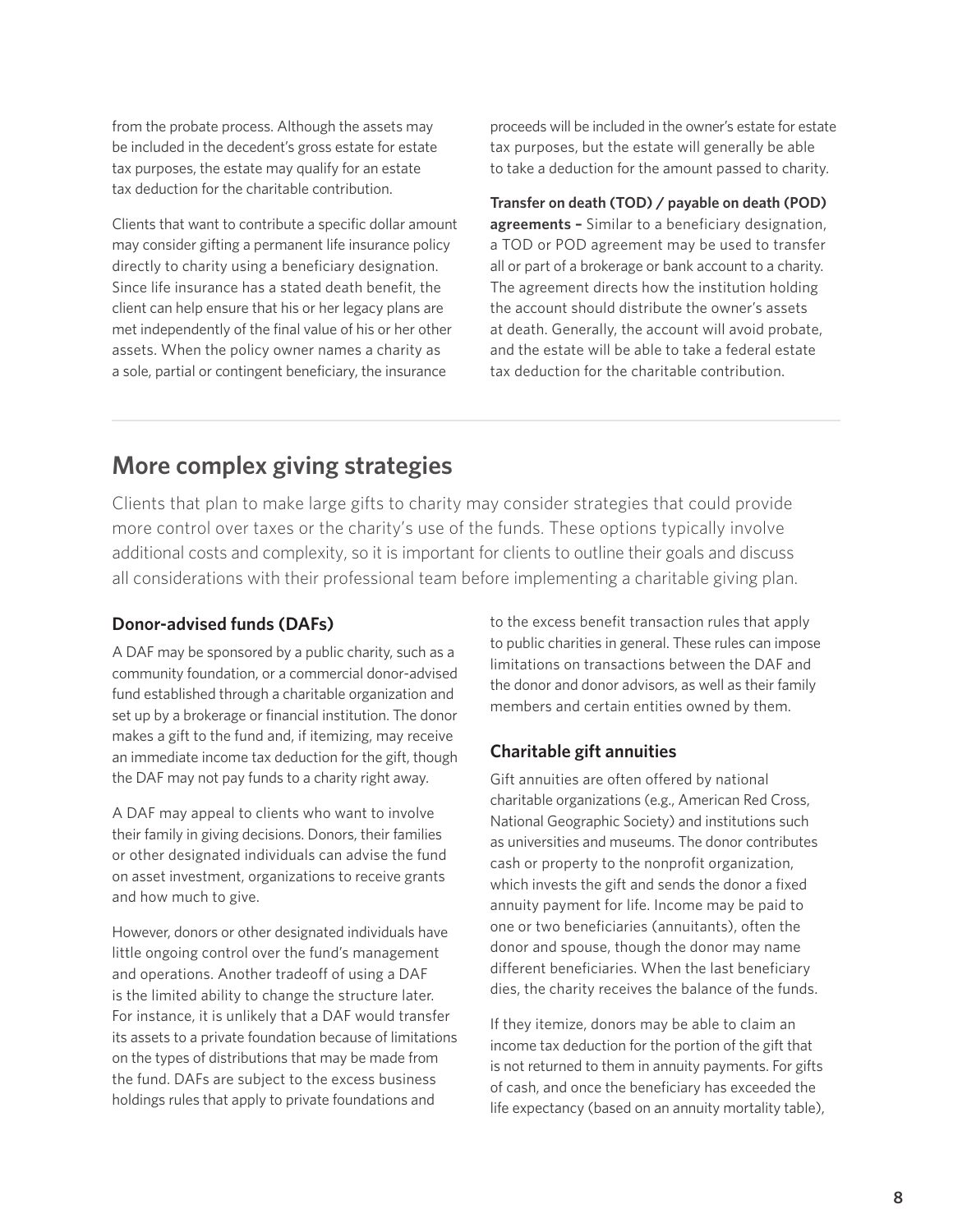from the probate process. Although the assets may be included in the decedent's gross estate for estate tax purposes, the estate may qualify for an estate tax deduction for the charitable contribution.

Clients that want to contribute a specific dollar amount may consider gifting a permanent life insurance policy directly to charity using a beneficiary designation. Since life insurance has a stated death benefit, the client can help ensure that his or her legacy plans are met independently of the final value of his or her other assets. When the policy owner names a charity as a sole, partial or contingent beneficiary, the insurance proceeds will be included in the owner's estate for estate tax purposes, but the estate will generally be able to take a deduction for the amount passed to charity.

**Transfer on death (TOD) / payable on death (POD) agreements –** Similar to a beneficiary designation, a TOD or POD agreement may be used to transfer all or part of a brokerage or bank account to a charity. The agreement directs how the institution holding the account should distribute the owner's assets at death. Generally, the account will avoid probate, and the estate will be able to take a federal estate tax deduction for the charitable contribution.

## More complex giving strategies

Clients that plan to make large gifts to charity may consider strategies that could provide more control over taxes or the charity's use of the funds. These options typically involve additional costs and complexity, so it is important for clients to outline their goals and discuss all considerations with their professional team before implementing a charitable giving plan.

### Donor-advised funds (DAFs)

A DAF may be sponsored by a public charity, such as a community foundation, or a commercial donor-advised fund established through a charitable organization and set up by a brokerage or financial institution. The donor makes a gift to the fund and, if itemizing, may receive an immediate income tax deduction for the gift, though the DAF may not pay funds to a charity right away.

A DAF may appeal to clients who want to involve their family in giving decisions. Donors, their families or other designated individuals can advise the fund on asset investment, organizations to receive grants and how much to give.

However, donors or other designated individuals have little ongoing control over the fund's management and operations. Another tradeoff of using a DAF is the limited ability to change the structure later. For instance, it is unlikely that a DAF would transfer its assets to a private foundation because of limitations on the types of distributions that may be made from the fund. DAFs are subject to the excess business holdings rules that apply to private foundations and to the excess benefit transaction rules that apply to public charities in general. These rules can impose limitations on transactions between the DAF and the donor and donor advisors, as well as their family members and certain entities owned by them.

### Charitable gift annuities

Gift annuities are often offered by national charitable organizations (e.g., American Red Cross, National Geographic Society) and institutions such as universities and museums. The donor contributes cash or property to the nonprofit organization, which invests the gift and sends the donor a fixed annuity payment for life. Income may be paid to one or two beneficiaries (annuitants), often the donor and spouse, though the donor may name different beneficiaries. When the last beneficiary dies, the charity receives the balance of the funds.

If they itemize, donors may be able to claim an income tax deduction for the portion of the gift that is not returned to them in annuity payments. For gifts of cash, and once the beneficiary has exceeded the life expectancy (based on an annuity mortality table),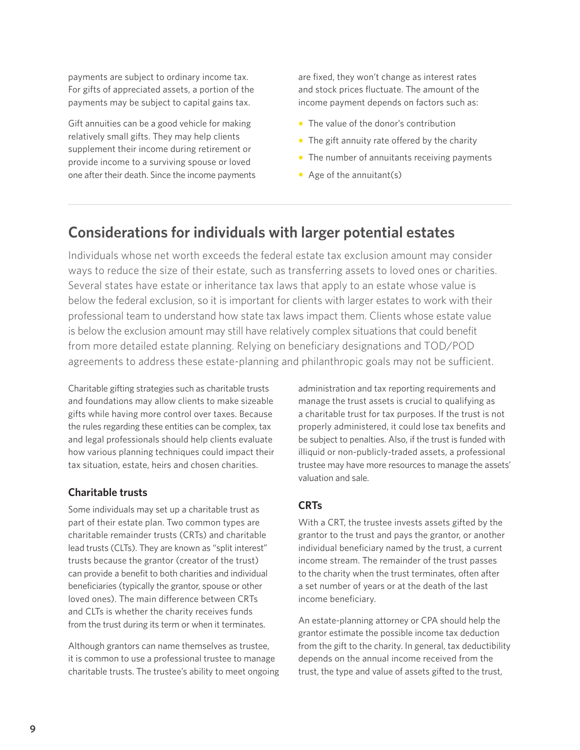payments are subject to ordinary income tax. For gifts of appreciated assets, a portion of the payments may be subject to capital gains tax.

Gift annuities can be a good vehicle for making relatively small gifts. They may help clients supplement their income during retirement or provide income to a surviving spouse or loved one after their death. Since the income payments are fixed, they won't change as interest rates and stock prices fluctuate. The amount of the income payment depends on factors such as:

- The value of the donor's contribution
- The gift annuity rate offered by the charity
- The number of annuitants receiving payments
- Age of the annuitant(s)

## Considerations for individuals with larger potential estates

Individuals whose net worth exceeds the federal estate tax exclusion amount may consider ways to reduce the size of their estate, such as transferring assets to loved ones or charities. Several states have estate or inheritance tax laws that apply to an estate whose value is below the federal exclusion, so it is important for clients with larger estates to work with their professional team to understand how state tax laws impact them. Clients whose estate value is below the exclusion amount may still have relatively complex situations that could benefit from more detailed estate planning. Relying on beneficiary designations and TOD/POD agreements to address these estate-planning and philanthropic goals may not be sufficient.

Charitable gifting strategies such as charitable trusts and foundations may allow clients to make sizeable gifts while having more control over taxes. Because the rules regarding these entities can be complex, tax and legal professionals should help clients evaluate how various planning techniques could impact their tax situation, estate, heirs and chosen charities.

### Charitable trusts

Some individuals may set up a charitable trust as part of their estate plan. Two common types are charitable remainder trusts (CRTs) and charitable lead trusts (CLTs). They are known as "split interest" trusts because the grantor (creator of the trust) can provide a benefit to both charities and individual beneficiaries (typically the grantor, spouse or other loved ones). The main difference between CRTs and CLTs is whether the charity receives funds from the trust during its term or when it terminates.

Although grantors can name themselves as trustee, it is common to use a professional trustee to manage charitable trusts. The trustee's ability to meet ongoing administration and tax reporting requirements and manage the trust assets is crucial to qualifying as a charitable trust for tax purposes. If the trust is not properly administered, it could lose tax benefits and be subject to penalties. Also, if the trust is funded with illiquid or non-publicly-traded assets, a professional trustee may have more resources to manage the assets' valuation and sale.

### CRTs

With a CRT, the trustee invests assets gifted by the grantor to the trust and pays the grantor, or another individual beneficiary named by the trust, a current income stream. The remainder of the trust passes to the charity when the trust terminates, often after a set number of years or at the death of the last income beneficiary.

An estate-planning attorney or CPA should help the grantor estimate the possible income tax deduction from the gift to the charity. In general, tax deductibility depends on the annual income received from the trust, the type and value of assets gifted to the trust,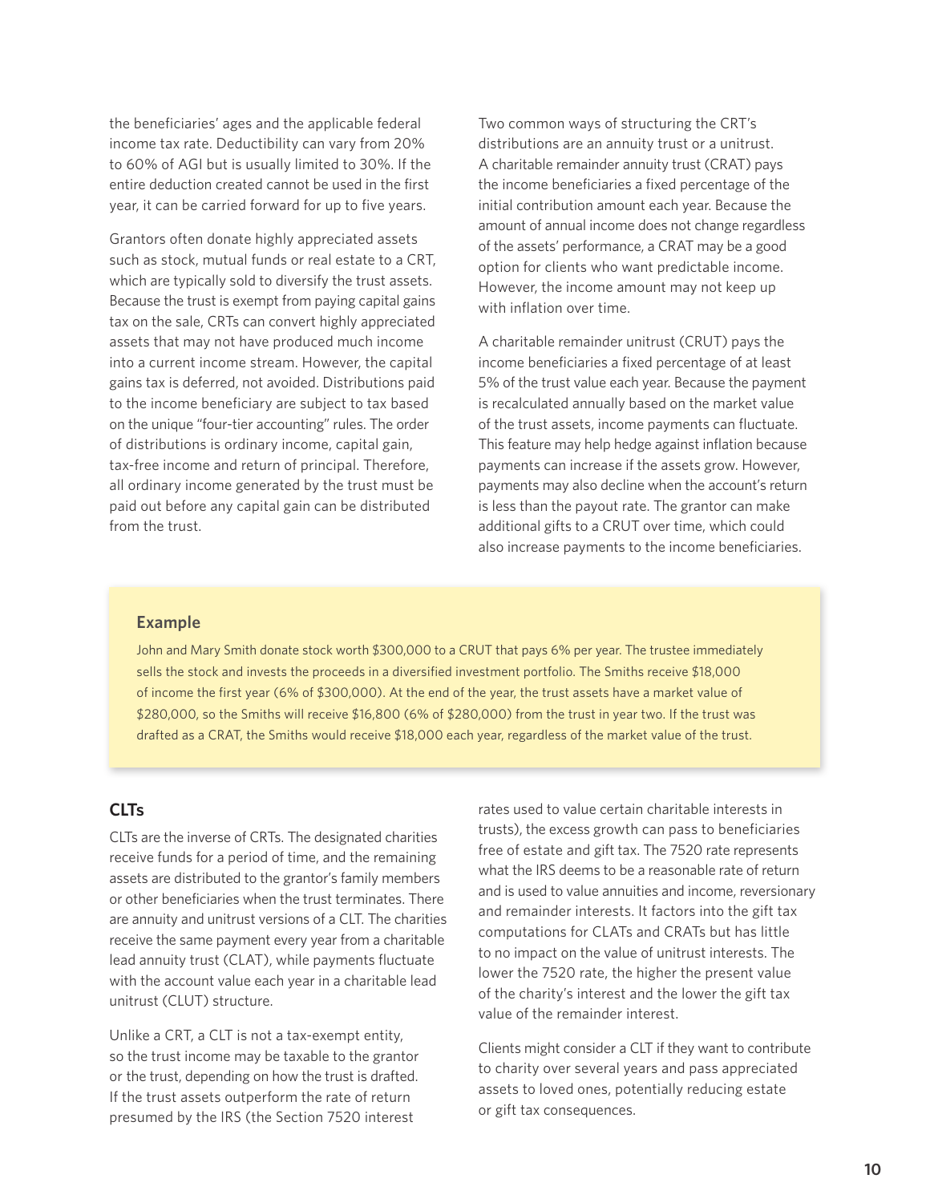the beneficiaries' ages and the applicable federal income tax rate. Deductibility can vary from 20% to 60% of AGI but is usually limited to 30%. If the entire deduction created cannot be used in the first year, it can be carried forward for up to five years.

Grantors often donate highly appreciated assets such as stock, mutual funds or real estate to a CRT, which are typically sold to diversify the trust assets. Because the trust is exempt from paying capital gains tax on the sale, CRTs can convert highly appreciated assets that may not have produced much income into a current income stream. However, the capital gains tax is deferred, not avoided. Distributions paid to the income beneficiary are subject to tax based on the unique "four-tier accounting" rules. The order of distributions is ordinary income, capital gain, tax-free income and return of principal. Therefore, all ordinary income generated by the trust must be paid out before any capital gain can be distributed from the trust.

Two common ways of structuring the CRT's distributions are an annuity trust or a unitrust. A charitable remainder annuity trust (CRAT) pays the income beneficiaries a fixed percentage of the initial contribution amount each year. Because the amount of annual income does not change regardless of the assets' performance, a CRAT may be a good option for clients who want predictable income. However, the income amount may not keep up with inflation over time.

A charitable remainder unitrust (CRUT) pays the income beneficiaries a fixed percentage of at least 5% of the trust value each year. Because the payment is recalculated annually based on the market value of the trust assets, income payments can fluctuate. This feature may help hedge against inflation because payments can increase if the assets grow. However, payments may also decline when the account's return is less than the payout rate. The grantor can make additional gifts to a CRUT over time, which could also increase payments to the income beneficiaries.

### Example

John and Mary Smith donate stock worth $300,000 to a CRUT that pays 6% per year. The trustee immediately sells the stock and invests the proceeds in a diversified investment portfolio. The Smiths receive $18,000 of income the first year (6% of $300,000). At the end of the year, the trust assets have a market value of $280,000, so the Smiths will receive $16,800 (6% of $280,000) from the trust in year two. If the trust was drafted as a CRAT, the Smiths would receive $18,000 each year, regardless of the market value of the trust.

## CLTs

CLTs are the inverse of CRTs. The designated charities receive funds for a period of time, and the remaining assets are distributed to the grantor's family members or other beneficiaries when the trust terminates. There are annuity and unitrust versions of a CLT. The charities receive the same payment every year from a charitable lead annuity trust (CLAT), while payments fluctuate with the account value each year in a charitable lead unitrust (CLUT) structure.

Unlike a CRT, a CLT is not a tax-exempt entity, so the trust income may be taxable to the grantor or the trust, depending on how the trust is drafted. If the trust assets outperform the rate of return presumed by the IRS (the Section 7520 interest rates used to value certain charitable interests in trusts), the excess growth can pass to beneficiaries free of estate and gift tax. The 7520 rate represents what the IRS deems to be a reasonable rate of return and is used to value annuities and income, reversionary and remainder interests. It factors into the gift tax computations for CLATs and CRATs but has little to no impact on the value of unitrust interests. The lower the 7520 rate, the higher the present value of the charity's interest and the lower the gift tax value of the remainder interest.

Clients might consider a CLT if they want to contribute to charity over several years and pass appreciated assets to loved ones, potentially reducing estate or gift tax consequences.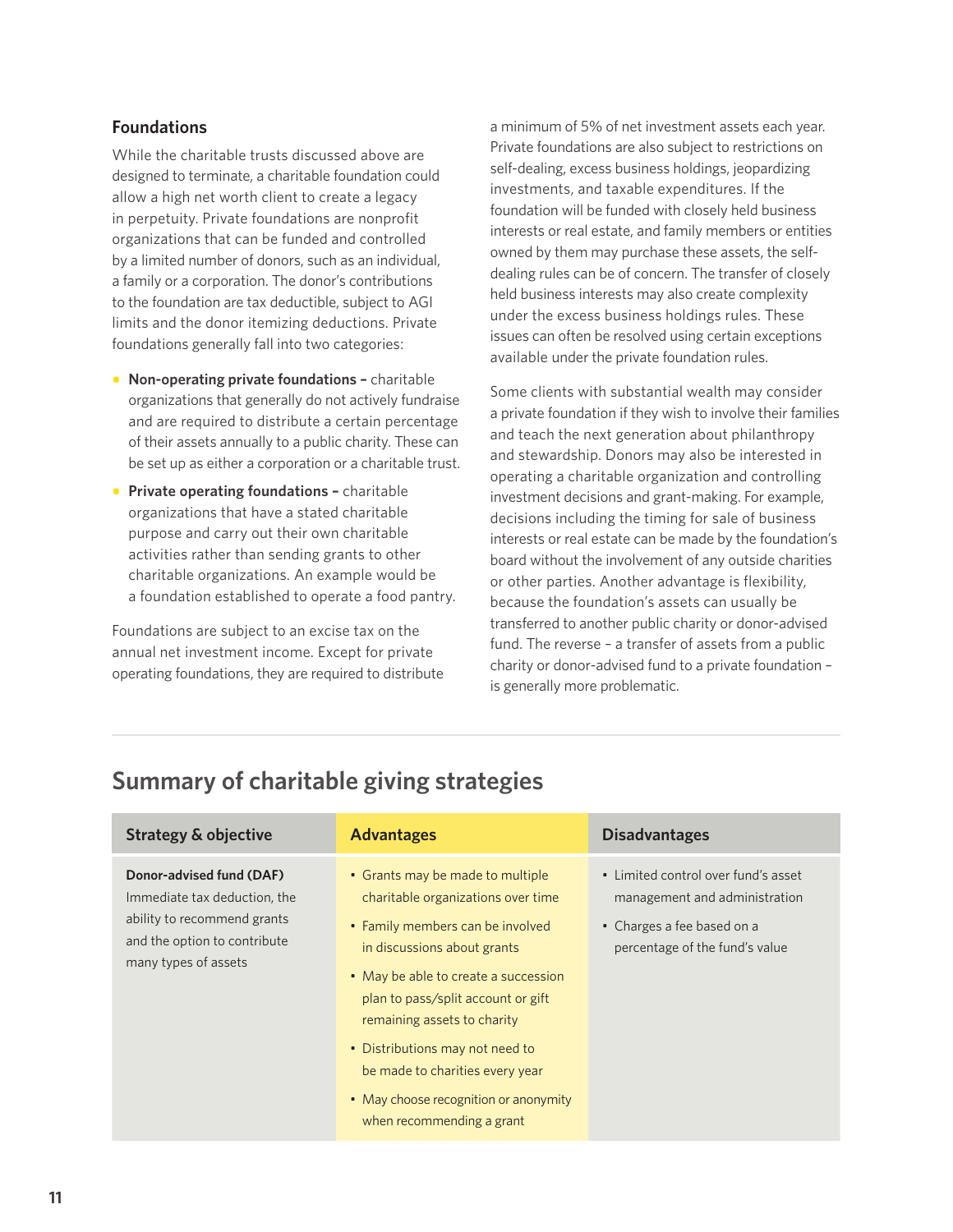### Foundations

While the charitable trusts discussed above are designed to terminate, a charitable foundation could allow a high net worth client to create a legacy in perpetuity. Private foundations are nonprofit organizations that can be funded and controlled by a limited number of donors, such as an individual, a family or a corporation. The donor's contributions to the foundation are tax deductible, subject to AGI limits and the donor itemizing deductions. Private foundations generally fall into two categories:

- **Non-operating private foundations –** charitable organizations that generally do not actively fundraise and are required to distribute a certain percentage of their assets annually to a public charity. These can be set up as either a corporation or a charitable trust.
- **Private operating foundations –** charitable organizations that have a stated charitable purpose and carry out their own charitable activities rather than sending grants to other charitable organizations. An example would be a foundation established to operate a food pantry.

Foundations are subject to an excise tax on the annual net investment income. Except for private operating foundations, they are required to distribute a minimum of 5% of net investment assets each year. Private foundations are also subject to restrictions on self-dealing, excess business holdings, jeopardizing investments, and taxable expenditures. If the foundation will be funded with closely held business interests or real estate, and family members or entities owned by them may purchase these assets, the self-dealing rules can be of concern. The transfer of closely held business interests may also create complexity under the excess business holdings rules. These issues can often be resolved using certain exceptions available under the private foundation rules.

Some clients with substantial wealth may consider a private foundation if they wish to involve their families and teach the next generation about philanthropy and stewardship. Donors may also be interested in operating a charitable organization and controlling investment decisions and grant-making. For example, decisions including the timing for sale of business interests or real estate can be made by the foundation's board without the involvement of any outside charities or other parties. Another advantage is flexibility, because the foundation's assets can usually be transferred to another public charity or donor-advised fund. The reverse – a transfer of assets from a public charity or donor-advised fund to a private foundation – is generally more problematic.

## Summary of charitable giving strategies

| Strategy & objective | Advantages | Disadvantages |
|---|---|---|
| **Donor-advised fund (DAF)**<br>Immediate tax deduction, the ability to recommend grants and the option to contribute many types of assets | • Grants may be made to multiple charitable organizations over time<br>• Family members can be involved in discussions about grants<br>• May be able to create a succession plan to pass/split account or gift remaining assets to charity<br>• Distributions may not need to be made to charities every year<br>• May choose recognition or anonymity when recommending a grant | • Limited control over fund's asset management and administration<br>• Charges a fee based on a percentage of the fund's value |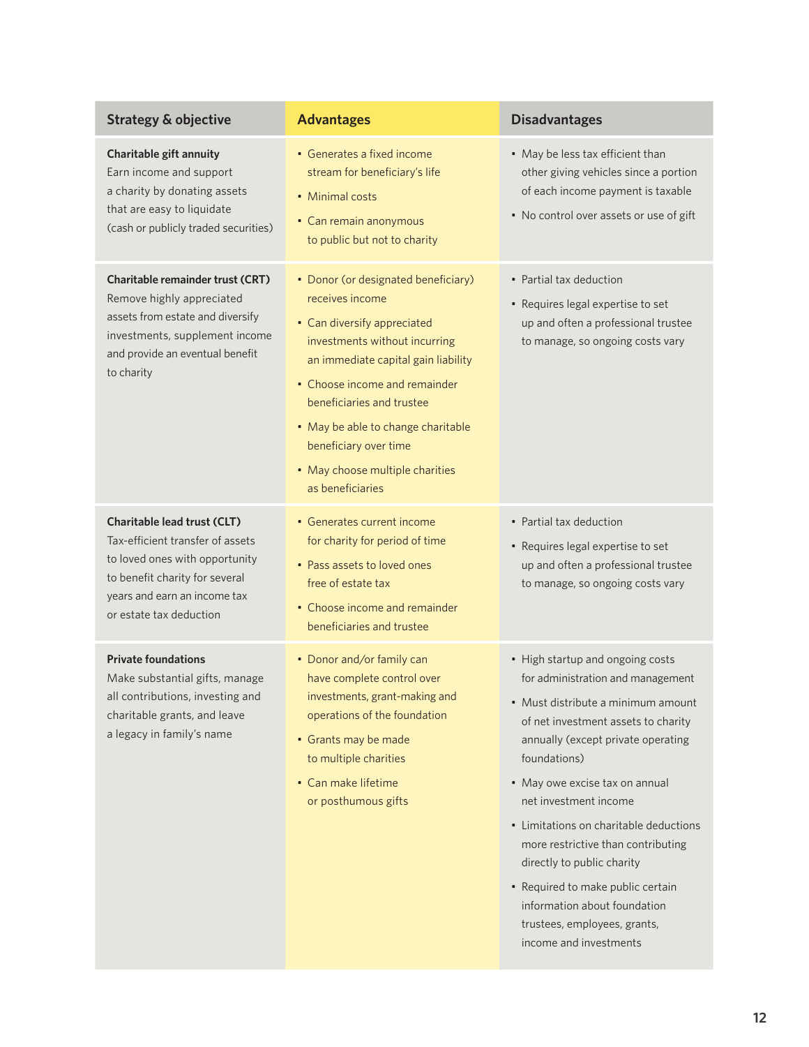| Strategy & objective | Advantages | Disadvantages |
|---|---|---|
| **Charitable gift annuity**<br>Earn income and support a charity by donating assets that are easy to liquidate (cash or publicly traded securities) | • Generates a fixed income stream for beneficiary's life<br>• Minimal costs<br>• Can remain anonymous to public but not to charity | • May be less tax efficient than other giving vehicles since a portion of each income payment is taxable<br>• No control over assets or use of gift |
| **Charitable remainder trust (CRT)**<br>Remove highly appreciated assets from estate and diversify investments, supplement income and provide an eventual benefit to charity | • Donor (or designated beneficiary) receives income<br>• Can diversify appreciated investments without incurring an immediate capital gain liability<br>• Choose income and remainder beneficiaries and trustee<br>• May be able to change charitable beneficiary over time<br>• May choose multiple charities as beneficiaries | • Partial tax deduction<br>• Requires legal expertise to set up and often a professional trustee to manage, so ongoing costs vary |
| **Charitable lead trust (CLT)**<br>Tax-efficient transfer of assets to loved ones with opportunity to benefit charity for several years and earn an income tax or estate tax deduction | • Generates current income for charity for period of time<br>• Pass assets to loved ones free of estate tax<br>• Choose income and remainder beneficiaries and trustee | • Partial tax deduction<br>• Requires legal expertise to set up and often a professional trustee to manage, so ongoing costs vary |
| **Private foundations**<br>Make substantial gifts, manage all contributions, investing and charitable grants, and leave a legacy in family's name | • Donor and/or family can have complete control over investments, grant-making and operations of the foundation<br>• Grants may be made to multiple charities<br>• Can make lifetime or posthumous gifts | • High startup and ongoing costs for administration and management<br>• Must distribute a minimum amount of net investment assets to charity annually (except private operating foundations)<br>• May owe excise tax on annual net investment income<br>• Limitations on charitable deductions more restrictive than contributing directly to public charity<br>• Required to make public certain information about foundation trustees, employees, grants, income and investments |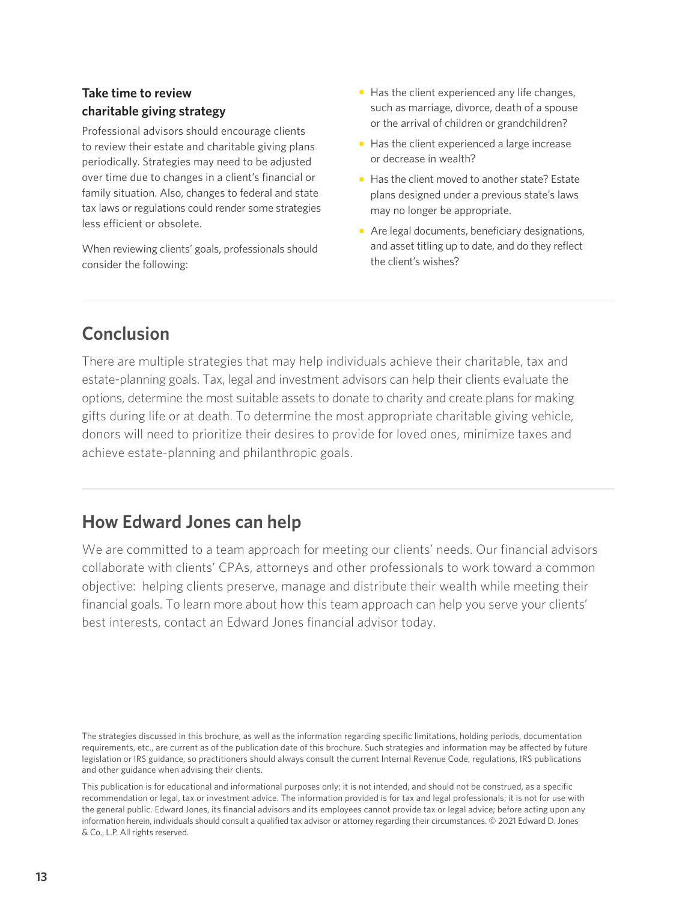### Take time to review charitable giving strategy

Professional advisors should encourage clients to review their estate and charitable giving plans periodically. Strategies may need to be adjusted over time due to changes in a client's financial or family situation. Also, changes to federal and state tax laws or regulations could render some strategies less efficient or obsolete.

When reviewing clients' goals, professionals should consider the following:

- Has the client experienced any life changes, such as marriage, divorce, death of a spouse or the arrival of children or grandchildren?
- Has the client experienced a large increase or decrease in wealth?
- Has the client moved to another state? Estate plans designed under a previous state's laws may no longer be appropriate.
- Are legal documents, beneficiary designations, and asset titling up to date, and do they reflect the client's wishes?

## Conclusion

There are multiple strategies that may help individuals achieve their charitable, tax and estate-planning goals. Tax, legal and investment advisors can help their clients evaluate the options, determine the most suitable assets to donate to charity and create plans for making gifts during life or at death. To determine the most appropriate charitable giving vehicle, donors will need to prioritize their desires to provide for loved ones, minimize taxes and achieve estate-planning and philanthropic goals.

## How Edward Jones can help

We are committed to a team approach for meeting our clients' needs. Our financial advisors collaborate with clients' CPAs, attorneys and other professionals to work toward a common objective: helping clients preserve, manage and distribute their wealth while meeting their financial goals. To learn more about how this team approach can help you serve your clients' best interests, contact an Edward Jones financial advisor today.

The strategies discussed in this brochure, as well as the information regarding specific limitations, holding periods, documentation requirements, etc., are current as of the publication date of this brochure. Such strategies and information may be affected by future legislation or IRS guidance, so practitioners should always consult the current Internal Revenue Code, regulations, IRS publications and other guidance when advising their clients.

This publication is for educational and informational purposes only; it is not intended, and should not be construed, as a specific recommendation or legal, tax or investment advice. The information provided is for tax and legal professionals; it is not for use with the general public. Edward Jones, its financial advisors and its employees cannot provide tax or legal advice; before acting upon any information herein, individuals should consult a qualified tax advisor or attorney regarding their circumstances. © 2021 Edward D. Jones & Co., L.P. All rights reserved.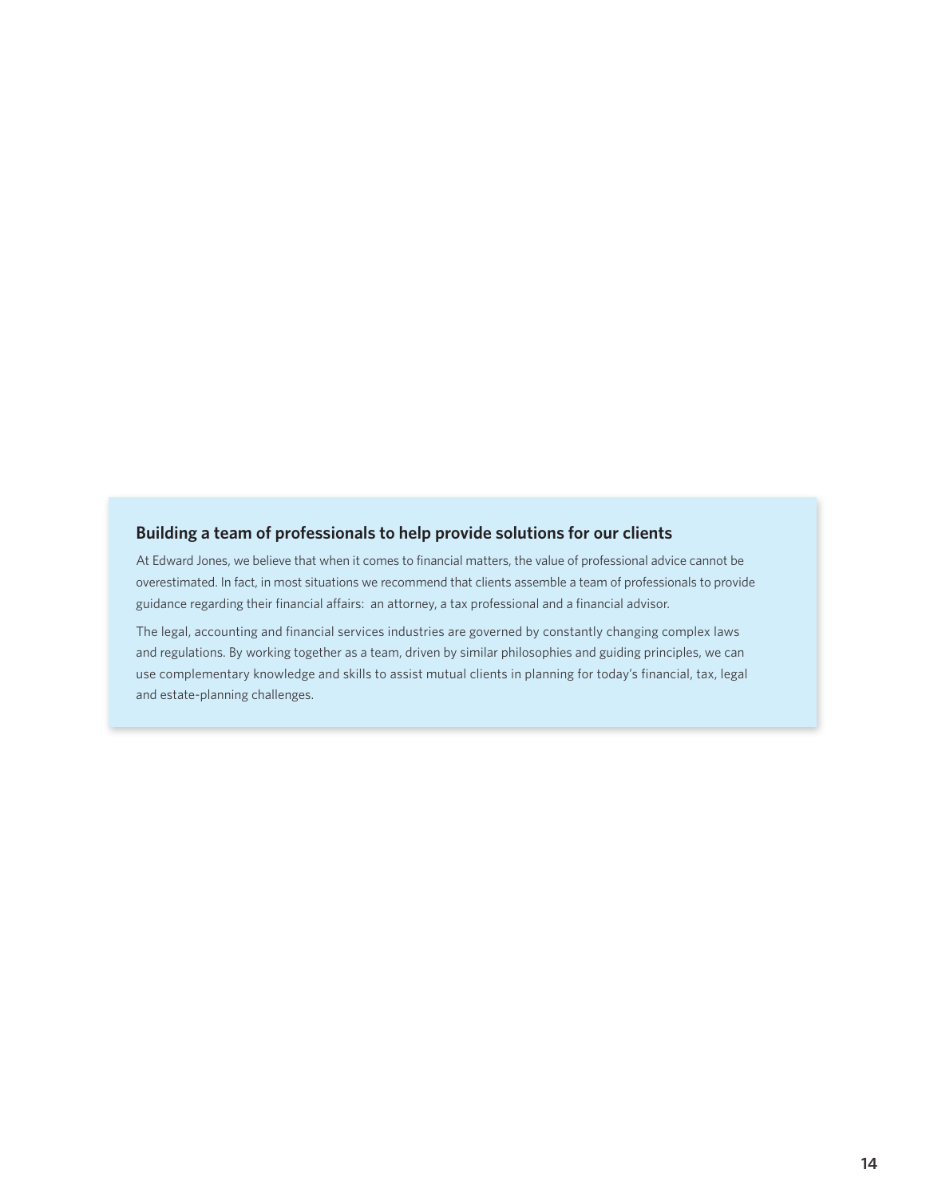## Building a team of professionals to help provide solutions for our clients

At Edward Jones, we believe that when it comes to financial matters, the value of professional advice cannot be overestimated. In fact, in most situations we recommend that clients assemble a team of professionals to provide guidance regarding their financial affairs: an attorney, a tax professional and a financial advisor.

The legal, accounting and financial services industries are governed by constantly changing complex laws and regulations. By working together as a team, driven by similar philosophies and guiding principles, we can use complementary knowledge and skills to assist mutual clients in planning for today's financial, tax, legal and estate-planning challenges.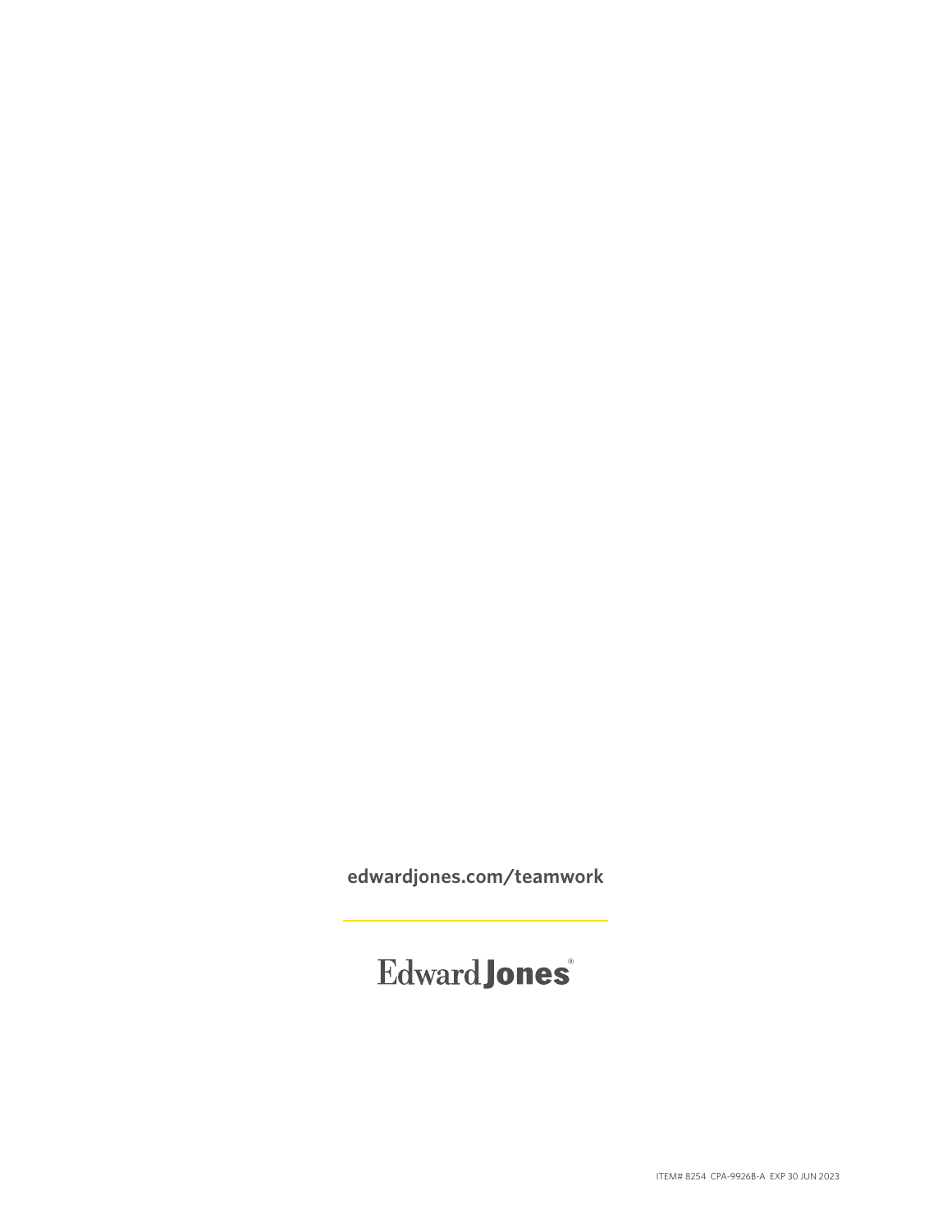**edwardjones.com/teamwork**

---

Edward **Jones**®

ITEM# 8254 CPA-9926B-A EXP 30 JUN 2023